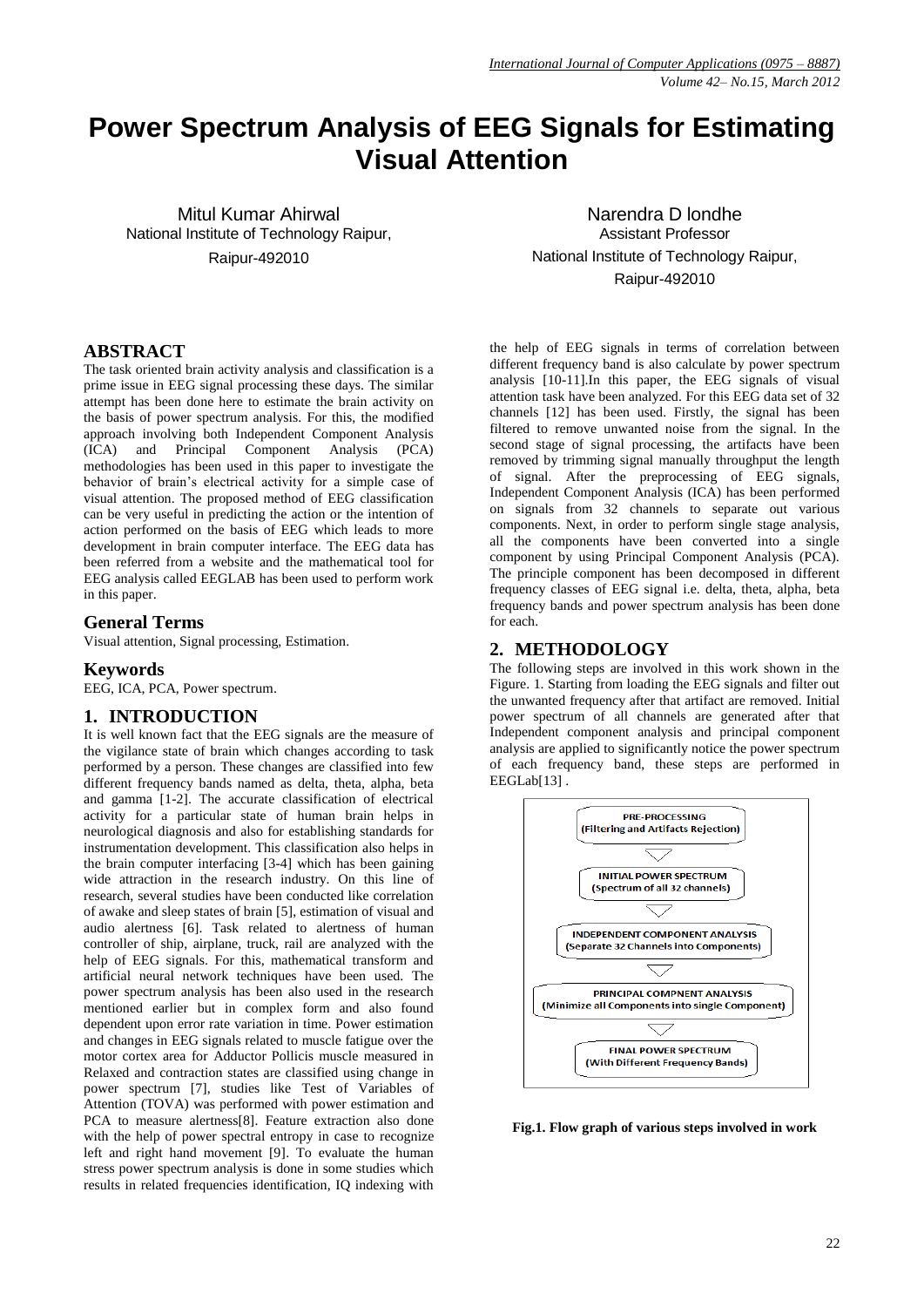# Power Spectrum Analysis of EEG Signals for Estimating Visual Attention

Mitul Kumar Ahirwal
National Institute of Technology Raipur,
Raipur-492010

Narendra D londhe
Assistant Professor
National Institute of Technology Raipur,
Raipur-492010

## ABSTRACT

The task oriented brain activity analysis and classification is a prime issue in EEG signal processing these days. The similar attempt has been done here to estimate the brain activity on the basis of power spectrum analysis. For this, the modified approach involving both Independent Component Analysis (ICA) and Principal Component Analysis (PCA) methodologies has been used in this paper to investigate the behavior of brain's electrical activity for a simple case of visual attention. The proposed method of EEG classification can be very useful in predicting the action or the intention of action performed on the basis of EEG which leads to more development in brain computer interface. The EEG data has been referred from a website and the mathematical tool for EEG analysis called EEGLAB has been used to perform work in this paper.

## General Terms

Visual attention, Signal processing, Estimation.

## Keywords

EEG, ICA, PCA, Power spectrum.

## 1. INTRODUCTION

It is well known fact that the EEG signals are the measure of the vigilance state of brain which changes according to task performed by a person. These changes are classified into few different frequency bands named as delta, theta, alpha, beta and gamma [1-2]. The accurate classification of electrical activity for a particular state of human brain helps in neurological diagnosis and also for establishing standards for instrumentation development. This classification also helps in the brain computer interfacing [3-4] which has been gaining wide attraction in the research industry. On this line of research, several studies have been conducted like correlation of awake and sleep states of brain [5], estimation of visual and audio alertness [6]. Task related to alertness of human controller of ship, airplane, truck, rail are analyzed with the help of EEG signals. For this, mathematical transform and artificial neural network techniques have been used. The power spectrum analysis has been also used in the research mentioned earlier but in complex form and also found dependent upon error rate variation in time. Power estimation and changes in EEG signals related to muscle fatigue over the motor cortex area for Adductor Pollicis muscle measured in Relaxed and contraction states are classified using change in power spectrum [7], studies like Test of Variables of Attention (TOVA) was performed with power estimation and PCA to measure alertness[8]. Feature extraction also done with the help of power spectral entropy in case to recognize left and right hand movement [9]. To evaluate the human stress power spectrum analysis is done in some studies which results in related frequencies identification, IQ indexing with the help of EEG signals in terms of correlation between different frequency band is also calculate by power spectrum analysis [10-11].In this paper, the EEG signals of visual attention task have been analyzed. For this EEG data set of 32 channels [12] has been used. Firstly, the signal has been filtered to remove unwanted noise from the signal. In the second stage of signal processing, the artifacts have been removed by trimming signal manually throughput the length of signal. After the preprocessing of EEG signals, Independent Component Analysis (ICA) has been performed on signals from 32 channels to separate out various components. Next, in order to perform single stage analysis, all the components have been converted into a single component by using Principal Component Analysis (PCA). The principle component has been decomposed in different frequency classes of EEG signal i.e. delta, theta, alpha, beta frequency bands and power spectrum analysis has been done for each.

## 2. METHODOLOGY

The following steps are involved in this work shown in the Figure. 1. Starting from loading the EEG signals and filter out the unwanted frequency after that artifact are removed. Initial power spectrum of all channels are generated after that Independent component analysis and principal component analysis are applied to significantly notice the power spectrum of each frequency band, these steps are performed in EEGLab[13] .

PRE-PROCESSING (Filtering and Artifacts Rejection)
↓
INITIAL POWER SPECTRUM (Spectrum of all 32 channels)
↓
INDEPENDENT COMPONENT ANALYSIS (Separate 32 Channels into Components)
↓
PRINCIPAL COMPNENT ANALYSIS (Minimize all Components into single Component)
↓
FINAL POWER SPECTRUM (With Different Frequency Bands)

**Fig.1. Flow graph of various steps involved in work**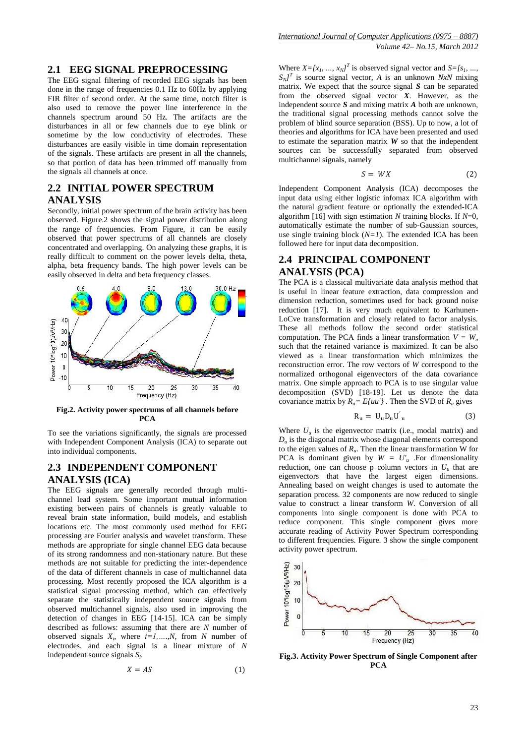## 2.1 EEG SIGNAL PREPROCESSING

The EEG signal filtering of recorded EEG signals has been done in the range of frequencies 0.1 Hz to 60Hz by applying FIR filter of second order. At the same time, notch filter is also used to remove the power line interference in the channels spectrum around 50 Hz. The artifacts are the disturbances in all or few channels due to eye blink or sometime by the low conductivity of electrodes. These disturbances are easily visible in time domain representation of the signals. These artifacts are present in all the channels, so that portion of data has been trimmed off manually from the signals all channels at once.

## 2.2 INITIAL POWER SPECTRUM ANALYSIS

Secondly, initial power spectrum of the brain activity has been observed. Figure.2 shows the signal power distribution along the range of frequencies. From Figure, it can be easily observed that power spectrums of all channels are closely concentrated and overlapping. On analyzing these graphs, it is really difficult to comment on the power levels delta, theta, alpha, beta frequency bands. The high power levels can be easily observed in delta and beta frequency classes.

**Fig.2. Activity power spectrums of all channels before PCA**

To see the variations significantly, the signals are processed with Independent Component Analysis (ICA) to separate out into individual components.

## 2.3 INDEPENDENT COMPONENT ANALYSIS (ICA)

The EEG signals are generally recorded through multi-channel lead system. Some important mutual information existing between pairs of channels is greatly valuable to reveal brain state information, build models, and establish locations etc. The most commonly used method for EEG processing are Fourier analysis and wavelet transform. These methods are appropriate for single channel EEG data because of its strong randomness and non-stationary nature. But these methods are not suitable for predicting the inter-dependence of the data of different channels in case of multichannel data processing. Most recently proposed the ICA algorithm is a statistical signal processing method, which can effectively separate the statistically independent source signals from observed multichannel signals, also used in improving the detection of changes in EEG [14-15]. ICA can be simply described as follows: assuming that there are $N$ number of observed signals $X_i$, where $i=1,....,N$, from $N$ number of electrodes, and each signal is a linear mixture of $N$ independent source signals $S_i$.

$$X = AS \qquad (1)$$

Where $X=[x_1, ..., x_N]^T$ is observed signal vector and $S=[s_1, ..., S_N]^T$ is source signal vector, $A$ is an unknown $NxN$ mixing matrix. We expect that the source signal $\boldsymbol{S}$ can be separated from the observed signal vector $\boldsymbol{X}$. However, as the independent source $\boldsymbol{S}$ and mixing matrix $\boldsymbol{A}$ both are unknown, the traditional signal processing methods cannot solve the problem of blind source separation (BSS). Up to now, a lot of theories and algorithms for ICA have been presented and used to estimate the separation matrix $\boldsymbol{W}$ so that the independent sources can be successfully separated from observed multichannel signals, namely

$$S = WX \qquad (2)$$

Independent Component Analysis (ICA) decomposes the input data using either logistic infomax ICA algorithm with the natural gradient feature or optionally the extended-ICA algorithm [16] with sign estimation $N$ training blocks. If $N$=0, automatically estimate the number of sub-Gaussian sources, use single training block ($N=1$). The extended ICA has been followed here for input data decomposition.

## 2.4 PRINCIPAL COMPONENT ANALYSIS (PCA)

The PCA is a classical multivariate data analysis method that is useful in linear feature extraction, data compression and dimension reduction, sometimes used for back ground noise reduction [17]. It is very much equivalent to Karhunen-LoCve transformation and closely related to factor analysis. These all methods follow the second order statistical computation. The PCA finds a linear transformation $V = W_u$ such that the retained variance is maximized. It can be also viewed as a linear transformation which minimizes the reconstruction error. The row vectors of $W$ correspond to the normalized orthogonal eigenvectors of the data covariance matrix. One simple approach to PCA is to use singular value decomposition (SVD) [18-19]. Let us denote the data covariance matrix by $R_u= E\{uu'\}$ . Then the SVD of $R_u$ gives

$$R_u = U_u D_u U'_u \qquad (3)$$

Where $U_u$ is the eigenvector matrix (i.e., modal matrix) and $D_u$ is the diagonal matrix whose diagonal elements correspond to the eigen values of $R_u$. Then the linear transformation W for PCA is dominant given by $W = U'_u$ .For dimensionality reduction, one can choose p column vectors in $U_u$ that are eigenvectors that have the largest eigen dimensions. Annealing based on weight changes is used to automate the separation process. 32 components are now reduced to single value to construct a linear transform $W$. Conversion of all components into single component is done with PCA to reduce component. This single component gives more accurate reading of Activity Power Spectrum corresponding to different frequencies. Figure. 3 show the single component activity power spectrum.

**Fig.3. Activity Power Spectrum of Single Component after PCA**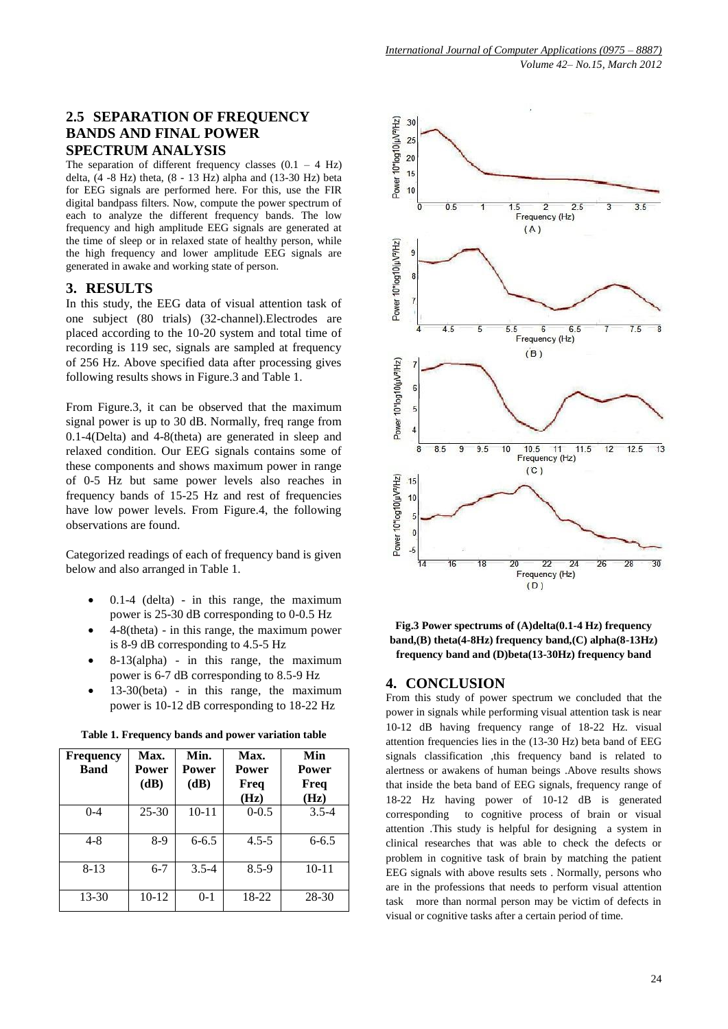## 2.5 SEPARATION OF FREQUENCY BANDS AND FINAL POWER SPECTRUM ANALYSIS

The separation of different frequency classes (0.1 – 4 Hz) delta, (4 -8 Hz) theta, (8 - 13 Hz) alpha and (13-30 Hz) beta for EEG signals are performed here. For this, use the FIR digital bandpass filters. Now, compute the power spectrum of each to analyze the different frequency bands. The low frequency and high amplitude EEG signals are generated at the time of sleep or in relaxed state of healthy person, while the high frequency and lower amplitude EEG signals are generated in awake and working state of person.

# 3. RESULTS

In this study, the EEG data of visual attention task of one subject (80 trials) (32-channel).Electrodes are placed according to the 10-20 system and total time of recording is 119 sec, signals are sampled at frequency of 256 Hz. Above specified data after processing gives following results shows in Figure.3 and Table 1.

From Figure.3, it can be observed that the maximum signal power is up to 30 dB. Normally, freq range from 0.1-4(Delta) and 4-8(theta) are generated in sleep and relaxed condition. Our EEG signals contains some of these components and shows maximum power in range of 0-5 Hz but same power levels also reaches in frequency bands of 15-25 Hz and rest of frequencies have low power levels. From Figure.4, the following observations are found.

Categorized readings of each of frequency band is given below and also arranged in Table 1.

- 0.1-4 (delta) - in this range, the maximum power is 25-30 dB corresponding to 0-0.5 Hz
- 4-8(theta) - in this range, the maximum power is 8-9 dB corresponding to 4.5-5 Hz
- 8-13(alpha) - in this range, the maximum power is 6-7 dB corresponding to 8.5-9 Hz
- 13-30(beta) - in this range, the maximum power is 10-12 dB corresponding to 18-22 Hz

**Table 1. Frequency bands and power variation table**

| Frequency Band | Max. Power (dB) | Min. Power (dB) | Max. Power Freq (Hz) | Min Power Freq (Hz) |
|---|---|---|---|---|
| 0-4 | 25-30 | 10-11 | 0-0.5 | 3.5-4 |
| 4-8 | 8-9 | 6-6.5 | 4.5-5 | 6-6.5 |
| 8-13 | 6-7 | 3.5-4 | 8.5-9 | 10-11 |
| 13-30 | 10-12 | 0-1 | 18-22 | 28-30 |

**Fig.3 Power spectrums of (A)delta(0.1-4 Hz) frequency band,(B) theta(4-8Hz) frequency band,(C) alpha(8-13Hz) frequency band and (D)beta(13-30Hz) frequency band**

# 4. CONCLUSION

From this study of power spectrum we concluded that the power in signals while performing visual attention task is near 10-12 dB having frequency range of 18-22 Hz. visual attention frequencies lies in the (13-30 Hz) beta band of EEG signals classification ,this frequency band is related to alertness or awakens of human beings .Above results shows that inside the beta band of EEG signals, frequency range of 18-22 Hz having power of 10-12 dB is generated corresponding to cognitive process of brain or visual attention .This study is helpful for designing a system in clinical researches that was able to check the defects or problem in cognitive task of brain by matching the patient EEG signals with above results sets . Normally, persons who are in the professions that needs to perform visual attention task more than normal person may be victim of defects in visual or cognitive tasks after a certain period of time.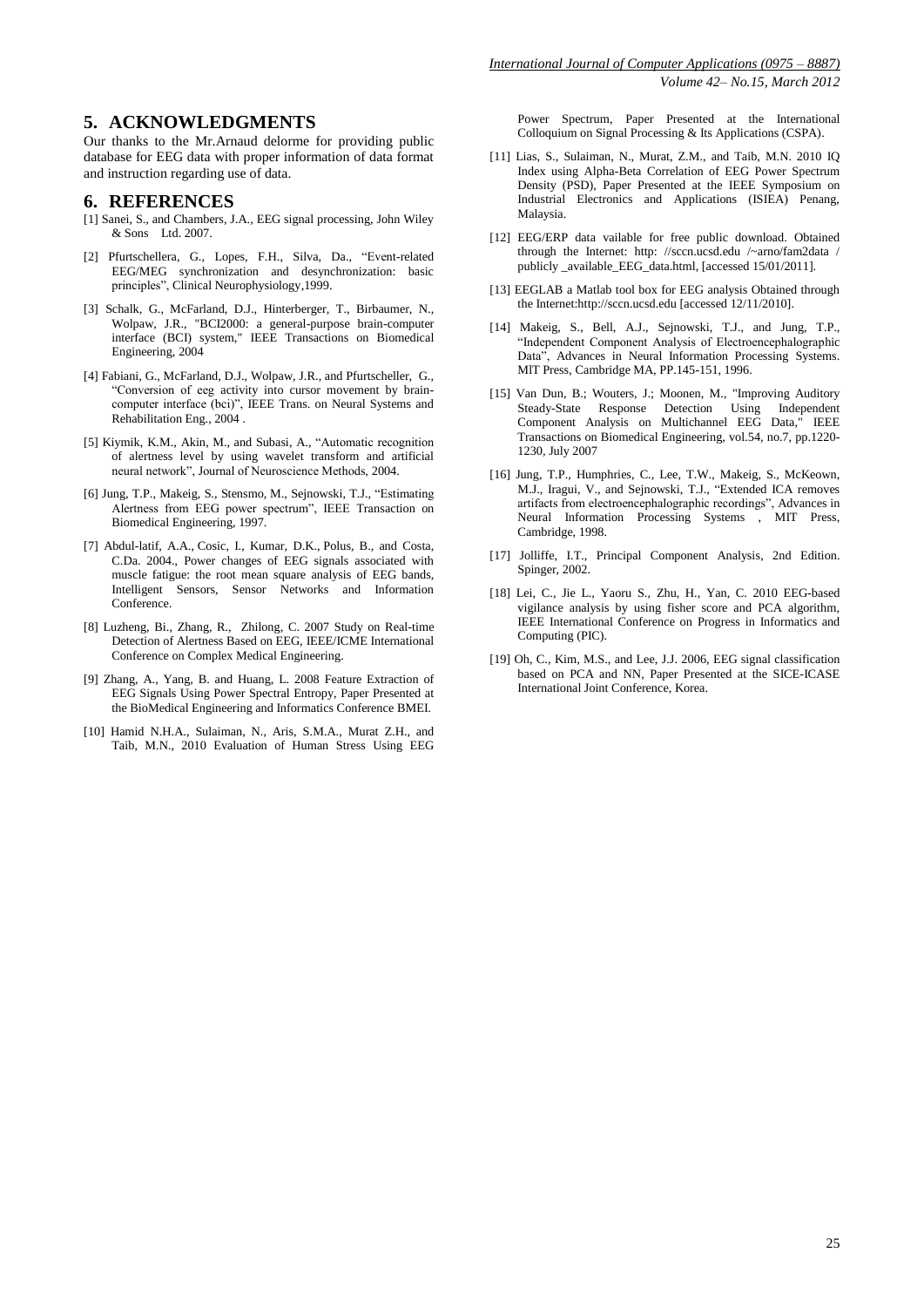## 5. ACKNOWLEDGMENTS

Our thanks to the Mr.Arnaud delorme for providing public database for EEG data with proper information of data format and instruction regarding use of data.

## 6. REFERENCES

[1] Sanei, S., and Chambers, J.A., EEG signal processing, John Wiley & Sons Ltd. 2007.

[2] Pfurtschellera, G., Lopes, F.H., Silva, Da., "Event-related EEG/MEG synchronization and desynchronization: basic principles", Clinical Neurophysiology,1999.

[3] Schalk, G., McFarland, D.J., Hinterberger, T., Birbaumer, N., Wolpaw, J.R., "BCI2000: a general-purpose brain-computer interface (BCI) system," IEEE Transactions on Biomedical Engineering, 2004

[4] Fabiani, G., McFarland, D.J., Wolpaw, J.R., and Pfurtscheller, G., "Conversion of eeg activity into cursor movement by brain-computer interface (bci)", IEEE Trans. on Neural Systems and Rehabilitation Eng., 2004 .

[5] Kiymik, K.M., Akin, M., and Subasi, A., "Automatic recognition of alertness level by using wavelet transform and artificial neural network", Journal of Neuroscience Methods, 2004.

[6] Jung, T.P., Makeig, S., Stensmo, M., Sejnowski, T.J., "Estimating Alertness from EEG power spectrum", IEEE Transaction on Biomedical Engineering, 1997.

[7] Abdul-latif, A.A., Cosic, I., Kumar, D.K., Polus, B., and Costa, C.Da. 2004., Power changes of EEG signals associated with muscle fatigue: the root mean square analysis of EEG bands, Intelligent Sensors, Sensor Networks and Information Conference.

[8] Luzheng, Bi., Zhang, R., Zhilong, C. 2007 Study on Real-time Detection of Alertness Based on EEG, IEEE/ICME International Conference on Complex Medical Engineering.

[9] Zhang, A., Yang, B. and Huang, L. 2008 Feature Extraction of EEG Signals Using Power Spectral Entropy, Paper Presented at the BioMedical Engineering and Informatics Conference BMEI.

[10] Hamid N.H.A., Sulaiman, N., Aris, S.M.A., Murat Z.H., and Taib, M.N., 2010 Evaluation of Human Stress Using EEG Power Spectrum, Paper Presented at the International Colloquium on Signal Processing & Its Applications (CSPA).

[11] Lias, S., Sulaiman, N., Murat, Z.M., and Taib, M.N. 2010 IQ Index using Alpha-Beta Correlation of EEG Power Spectrum Density (PSD), Paper Presented at the IEEE Symposium on Industrial Electronics and Applications (ISIEA) Penang, Malaysia.

[12] EEG/ERP data vailable for free public download. Obtained through the Internet: http: //sccn.ucsd.edu /~arno/fam2data / publicly _available_EEG_data.html, [accessed 15/01/2011].

[13] EEGLAB a Matlab tool box for EEG analysis Obtained through the Internet:http://sccn.ucsd.edu [accessed 12/11/2010].

[14] Makeig, S., Bell, A.J., Sejnowski, T.J., and Jung, T.P., "Independent Component Analysis of Electroencephalographic Data", Advances in Neural Information Processing Systems. MIT Press, Cambridge MA, PP.145-151, 1996.

[15] Van Dun, B.; Wouters, J.; Moonen, M., "Improving Auditory Steady-State Response Detection Using Independent Component Analysis on Multichannel EEG Data," IEEE Transactions on Biomedical Engineering, vol.54, no.7, pp.1220-1230, July 2007

[16] Jung, T.P., Humphries, C., Lee, T.W., Makeig, S., McKeown, M.J., Iragui, V., and Sejnowski, T.J., "Extended ICA removes artifacts from electroencephalographic recordings", Advances in Neural Information Processing Systems , MIT Press, Cambridge, 1998.

[17] Jolliffe, I.T., Principal Component Analysis, 2nd Edition. Spinger, 2002.

[18] Lei, C., Jie L., Yaoru S., Zhu, H., Yan, C. 2010 EEG-based vigilance analysis by using fisher score and PCA algorithm, IEEE International Conference on Progress in Informatics and Computing (PIC).

[19] Oh, C., Kim, M.S., and Lee, J.J. 2006, EEG signal classification based on PCA and NN, Paper Presented at the SICE-ICASE International Joint Conference, Korea.